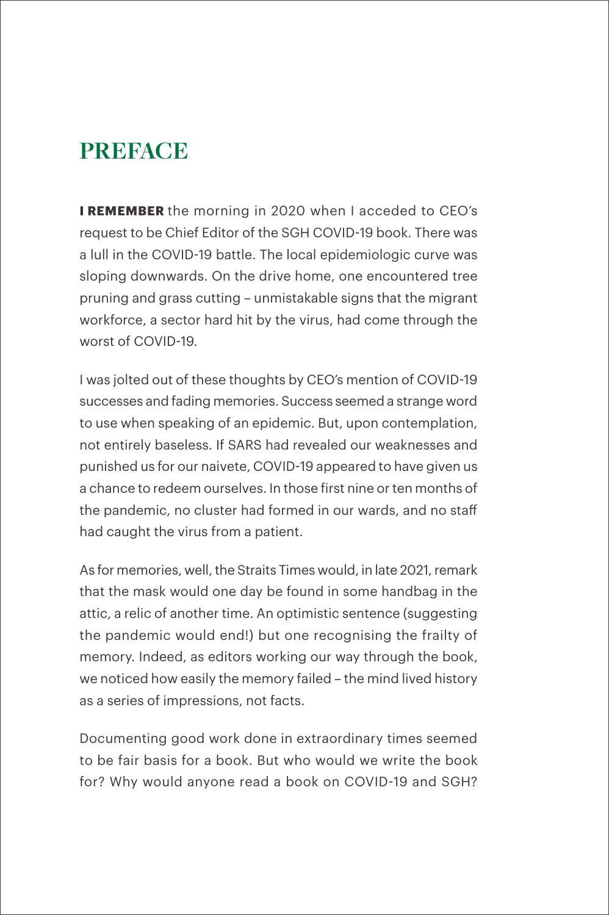# PREFACE

**I REMEMBER** the morning in 2020 when I acceded to CEO's request to be Chief Editor of the SGH COVID-19 book. There was a lull in the COVID-19 battle. The local epidemiologic curve was sloping downwards. On the drive home, one encountered tree pruning and grass cutting – unmistakable signs that the migrant workforce, a sector hard hit by the virus, had come through the worst of COVID-19.

I was jolted out of these thoughts by CEO's mention of COVID-19 successes and fading memories. Success seemed a strange word to use when speaking of an epidemic. But, upon contemplation, not entirely baseless. If SARS had revealed our weaknesses and punished us for our naivete, COVID-19 appeared to have given us a chance to redeem ourselves. In those first nine or ten months of the pandemic, no cluster had formed in our wards, and no staff had caught the virus from a patient.

As for memories, well, the Straits Times would, in late 2021, remark that the mask would one day be found in some handbag in the attic, a relic of another time. An optimistic sentence (suggesting the pandemic would end!) but one recognising the frailty of memory. Indeed, as editors working our way through the book, we noticed how easily the memory failed – the mind lived history as a series of impressions, not facts.

Documenting good work done in extraordinary times seemed to be fair basis for a book. But who would we write the book for? Why would anyone read a book on COVID-19 and SGH?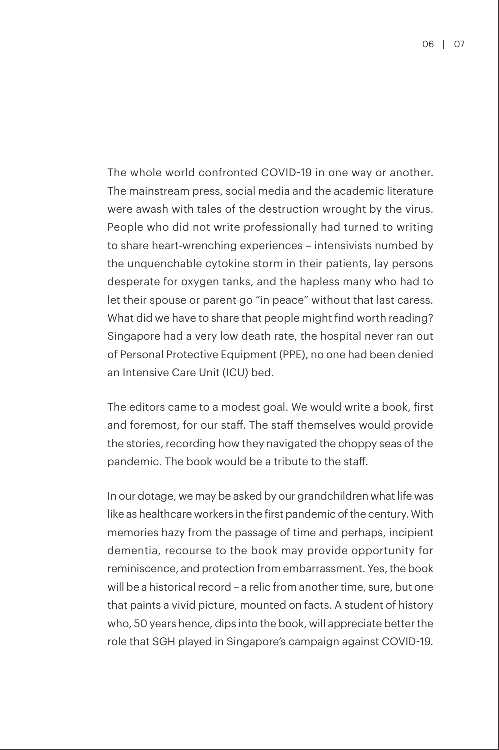The whole world confronted COVID-19 in one way or another. The mainstream press, social media and the academic literature were awash with tales of the destruction wrought by the virus. People who did not write professionally had turned to writing to share heart-wrenching experiences – intensivists numbed by the unquenchable cytokine storm in their patients, lay persons desperate for oxygen tanks, and the hapless many who had to let their spouse or parent go "in peace" without that last caress. What did we have to share that people might find worth reading? Singapore had a very low death rate, the hospital never ran out of Personal Protective Equipment (PPE), no one had been denied an Intensive Care Unit (ICU) bed.

The editors came to a modest goal. We would write a book, first and foremost, for our staff. The staff themselves would provide the stories, recording how they navigated the choppy seas of the pandemic. The book would be a tribute to the staff.

In our dotage, we may be asked by our grandchildren what life was like as healthcare workers in the first pandemic of the century. With memories hazy from the passage of time and perhaps, incipient dementia, recourse to the book may provide opportunity for reminiscence, and protection from embarrassment. Yes, the book will be a historical record – a relic from another time, sure, but one that paints a vivid picture, mounted on facts. A student of history who, 50 years hence, dips into the book, will appreciate better the role that SGH played in Singapore's campaign against COVID-19.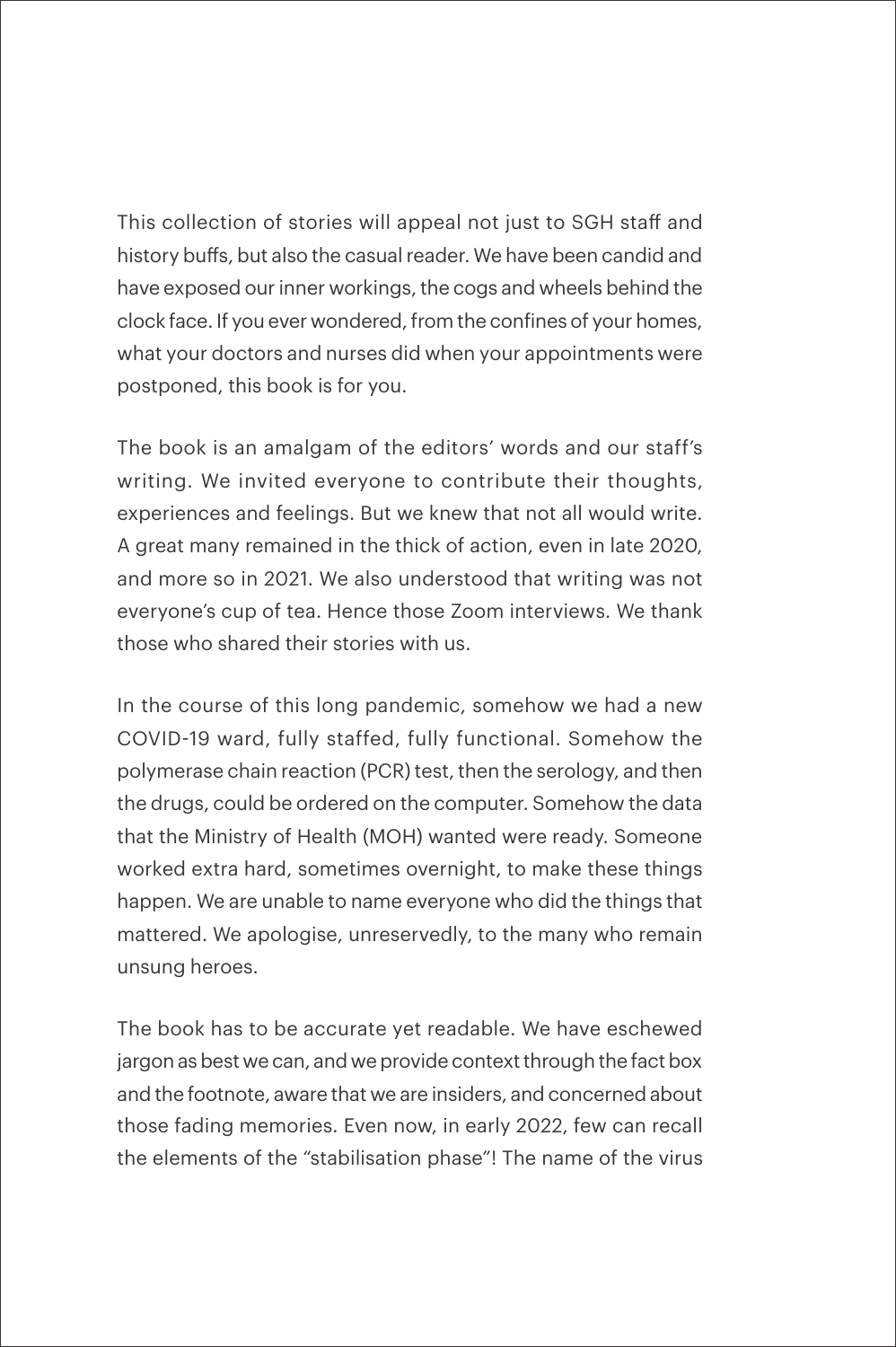This collection of stories will appeal not just to SGH staff and history buffs, but also the casual reader. We have been candid and have exposed our inner workings, the cogs and wheels behind the clock face. If you ever wondered, from the confines of your homes, what your doctors and nurses did when your appointments were postponed, this book is for you.

The book is an amalgam of the editors' words and our staff's writing. We invited everyone to contribute their thoughts, experiences and feelings. But we knew that not all would write. A great many remained in the thick of action, even in late 2020, and more so in 2021. We also understood that writing was not everyone's cup of tea. Hence those Zoom interviews. We thank those who shared their stories with us.

In the course of this long pandemic, somehow we had a new COVID-19 ward, fully staffed, fully functional. Somehow the polymerase chain reaction (PCR) test, then the serology, and then the drugs, could be ordered on the computer. Somehow the data that the Ministry of Health (MOH) wanted were ready. Someone worked extra hard, sometimes overnight, to make these things happen. We are unable to name everyone who did the things that mattered. We apologise, unreservedly, to the many who remain unsung heroes.

The book has to be accurate yet readable. We have eschewed jargon as best we can, and we provide context through the fact box and the footnote, aware that we are insiders, and concerned about those fading memories. Even now, in early 2022, few can recall the elements of the "stabilisation phase"! The name of the virus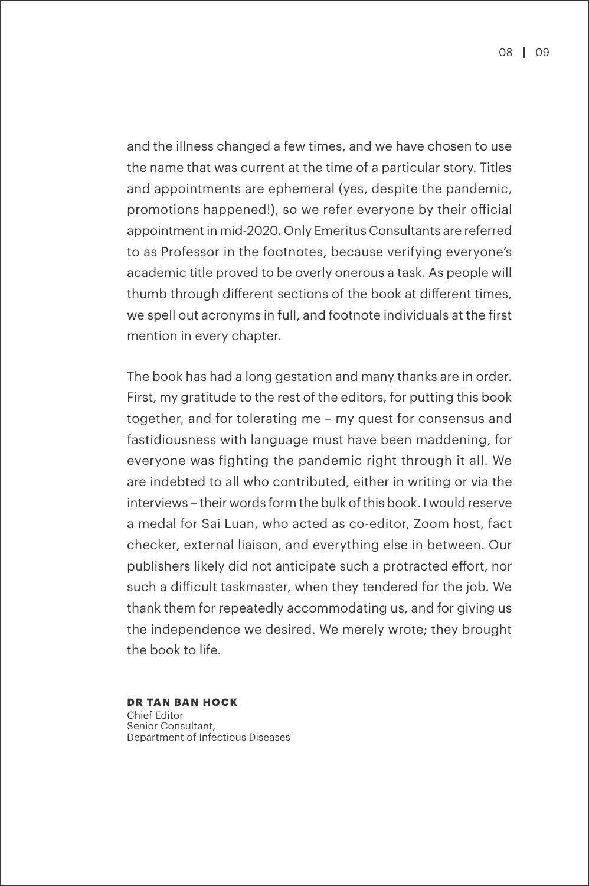and the illness changed a few times, and we have chosen to use the name that was current at the time of a particular story. Titles and appointments are ephemeral (yes, despite the pandemic, promotions happened!), so we refer everyone by their official appointment in mid-2020. Only Emeritus Consultants are referred to as Professor in the footnotes, because verifying everyone's academic title proved to be overly onerous a task. As people will thumb through different sections of the book at different times, we spell out acronyms in full, and footnote individuals at the first mention in every chapter.

The book has had a long gestation and many thanks are in order. First, my gratitude to the rest of the editors, for putting this book together, and for tolerating me – my quest for consensus and fastidiousness with language must have been maddening, for everyone was fighting the pandemic right through it all. We are indebted to all who contributed, either in writing or via the interviews – their words form the bulk of this book. I would reserve a medal for Sai Luan, who acted as co-editor, Zoom host, fact checker, external liaison, and everything else in between. Our publishers likely did not anticipate such a protracted effort, nor such a difficult taskmaster, when they tendered for the job. We thank them for repeatedly accommodating us, and for giving us the independence we desired. We merely wrote; they brought the book to life.

**DR TAN BAN HOCK**
Chief Editor
Senior Consultant,
Department of Infectious Diseases